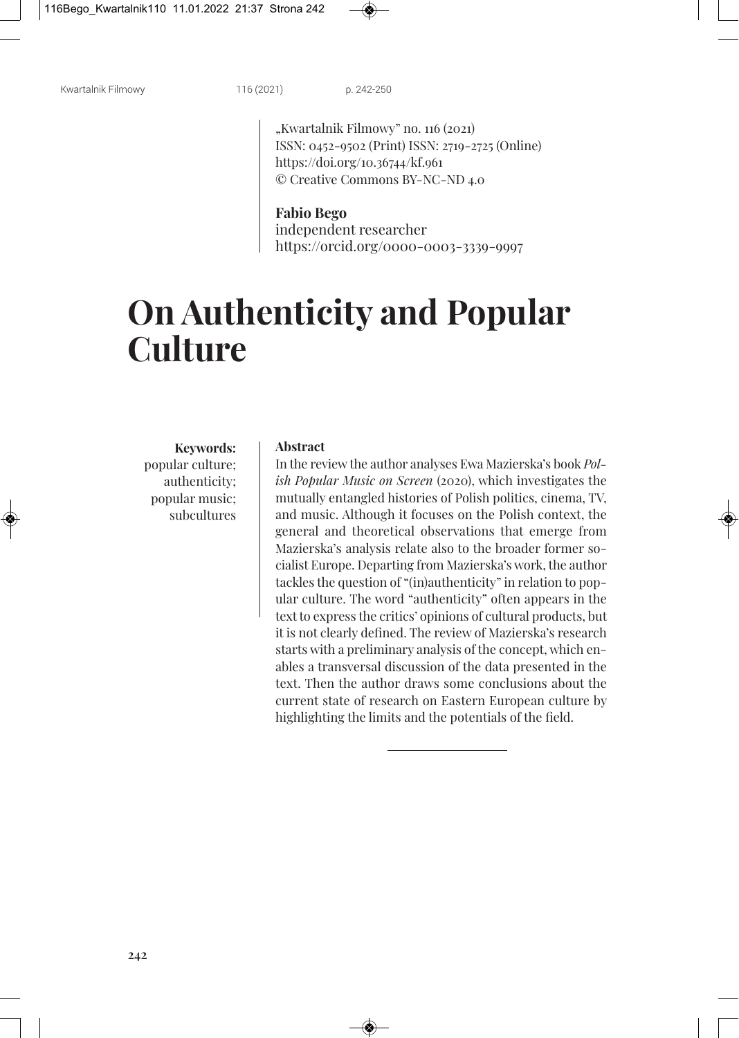„Kwartalnik Filmowy" no. 116 (2021)
ISSN: 0452-9502 (Print) ISSN: 2719-2725 (Online)
https://doi.org/10.36744/kf.961
© Creative Commons BY-NC-ND 4.0

**Fabio Bego**
independent researcher
https://orcid.org/0000-0003-3339-9997

# On Authenticity and Popular Culture

**Keywords:**
popular culture; authenticity; popular music; subcultures

**Abstract**

In the review the author analyses Ewa Mazierska's book *Polish Popular Music on Screen* (2020), which investigates the mutually entangled histories of Polish politics, cinema, TV, and music. Although it focuses on the Polish context, the general and theoretical observations that emerge from Mazierska's analysis relate also to the broader former socialist Europe. Departing from Mazierska's work, the author tackles the question of "(in)authenticity" in relation to popular culture. The word "authenticity" often appears in the text to express the critics' opinions of cultural products, but it is not clearly defined. The review of Mazierska's research starts with a preliminary analysis of the concept, which enables a transversal discussion of the data presented in the text. Then the author draws some conclusions about the current state of research on Eastern European culture by highlighting the limits and the potentials of the field.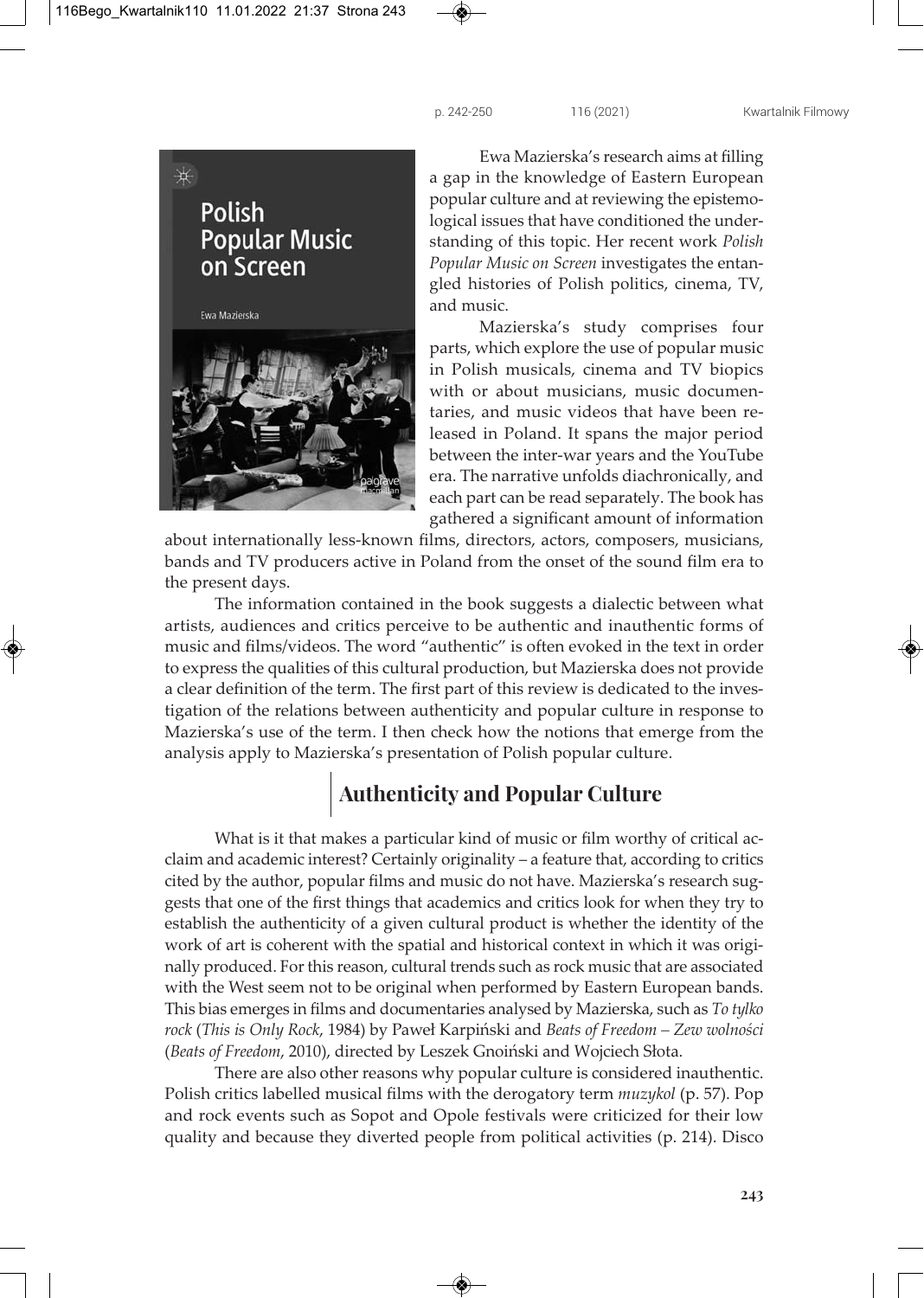Ewa Mazierska's research aims at filling a gap in the knowledge of Eastern European popular culture and at reviewing the epistemological issues that have conditioned the understanding of this topic. Her recent work *Polish Popular Music on Screen* investigates the entangled histories of Polish politics, cinema, TV, and music.

Mazierska's study comprises four parts, which explore the use of popular music in Polish musicals, cinema and TV biopics with or about musicians, music documentaries, and music videos that have been released in Poland. It spans the major period between the inter-war years and the YouTube era. The narrative unfolds diachronically, and each part can be read separately. The book has gathered a significant amount of information about internationally less-known films, directors, actors, composers, musicians, bands and TV producers active in Poland from the onset of the sound film era to the present days.

The information contained in the book suggests a dialectic between what artists, audiences and critics perceive to be authentic and inauthentic forms of music and films/videos. The word "authentic" is often evoked in the text in order to express the qualities of this cultural production, but Mazierska does not provide a clear definition of the term. The first part of this review is dedicated to the investigation of the relations between authenticity and popular culture in response to Mazierska's use of the term. I then check how the notions that emerge from the analysis apply to Mazierska's presentation of Polish popular culture.

## Authenticity and Popular Culture

What is it that makes a particular kind of music or film worthy of critical acclaim and academic interest? Certainly originality – a feature that, according to critics cited by the author, popular films and music do not have. Mazierska's research suggests that one of the first things that academics and critics look for when they try to establish the authenticity of a given cultural product is whether the identity of the work of art is coherent with the spatial and historical context in which it was originally produced. For this reason, cultural trends such as rock music that are associated with the West seem not to be original when performed by Eastern European bands. This bias emerges in films and documentaries analysed by Mazierska, such as *To tylko rock* (*This is Only Rock*, 1984) by Paweł Karpiński and *Beats of Freedom – Zew wolności* (*Beats of Freedom*, 2010), directed by Leszek Gnoiński and Wojciech Słota.

There are also other reasons why popular culture is considered inauthentic. Polish critics labelled musical films with the derogatory term *muzykol* (p. 57). Pop and rock events such as Sopot and Opole festivals were criticized for their low quality and because they diverted people from political activities (p. 214). Disco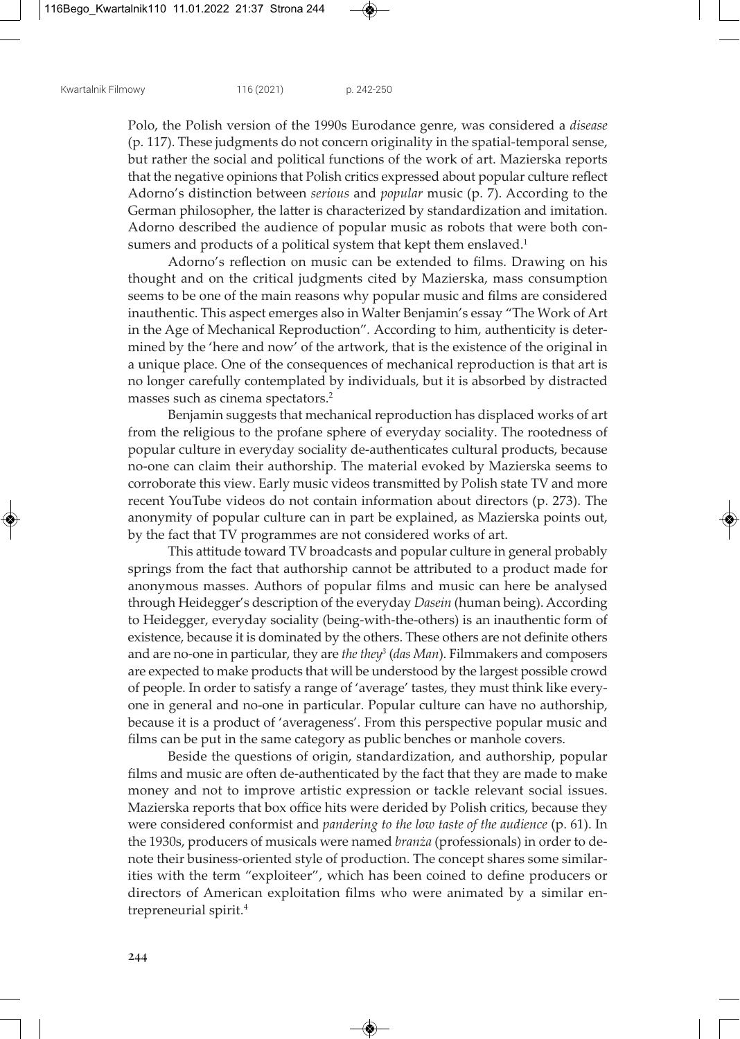Polo, the Polish version of the 1990s Eurodance genre, was considered a *disease* (p. 117). These judgments do not concern originality in the spatial-temporal sense, but rather the social and political functions of the work of art. Mazierska reports that the negative opinions that Polish critics expressed about popular culture reflect Adorno's distinction between *serious* and *popular* music (p. 7). According to the German philosopher, the latter is characterized by standardization and imitation. Adorno described the audience of popular music as robots that were both consumers and products of a political system that kept them enslaved.[1]

Adorno's reflection on music can be extended to films. Drawing on his thought and on the critical judgments cited by Mazierska, mass consumption seems to be one of the main reasons why popular music and films are considered inauthentic. This aspect emerges also in Walter Benjamin's essay "The Work of Art in the Age of Mechanical Reproduction". According to him, authenticity is determined by the 'here and now' of the artwork, that is the existence of the original in a unique place. One of the consequences of mechanical reproduction is that art is no longer carefully contemplated by individuals, but it is absorbed by distracted masses such as cinema spectators.[2]

Benjamin suggests that mechanical reproduction has displaced works of art from the religious to the profane sphere of everyday sociality. The rootedness of popular culture in everyday sociality de-authenticates cultural products, because no-one can claim their authorship. The material evoked by Mazierska seems to corroborate this view. Early music videos transmitted by Polish state TV and more recent YouTube videos do not contain information about directors (p. 273). The anonymity of popular culture can in part be explained, as Mazierska points out, by the fact that TV programmes are not considered works of art.

This attitude toward TV broadcasts and popular culture in general probably springs from the fact that authorship cannot be attributed to a product made for anonymous masses. Authors of popular films and music can here be analysed through Heidegger's description of the everyday *Dasein* (human being). According to Heidegger, everyday sociality (being-with-the-others) is an inauthentic form of existence, because it is dominated by the others. These others are not definite others and are no-one in particular, they are *the they*[3] (*das Man*). Filmmakers and composers are expected to make products that will be understood by the largest possible crowd of people. In order to satisfy a range of 'average' tastes, they must think like everyone in general and no-one in particular. Popular culture can have no authorship, because it is a product of 'averageness'. From this perspective popular music and films can be put in the same category as public benches or manhole covers.

Beside the questions of origin, standardization, and authorship, popular films and music are often de-authenticated by the fact that they are made to make money and not to improve artistic expression or tackle relevant social issues. Mazierska reports that box office hits were derided by Polish critics, because they were considered conformist and *pandering to the low taste of the audience* (p. 61). In the 1930s, producers of musicals were named *branża* (professionals) in order to denote their business-oriented style of production. The concept shares some similarities with the term "exploiteer", which has been coined to define producers or directors of American exploitation films who were animated by a similar entrepreneurial spirit.[4]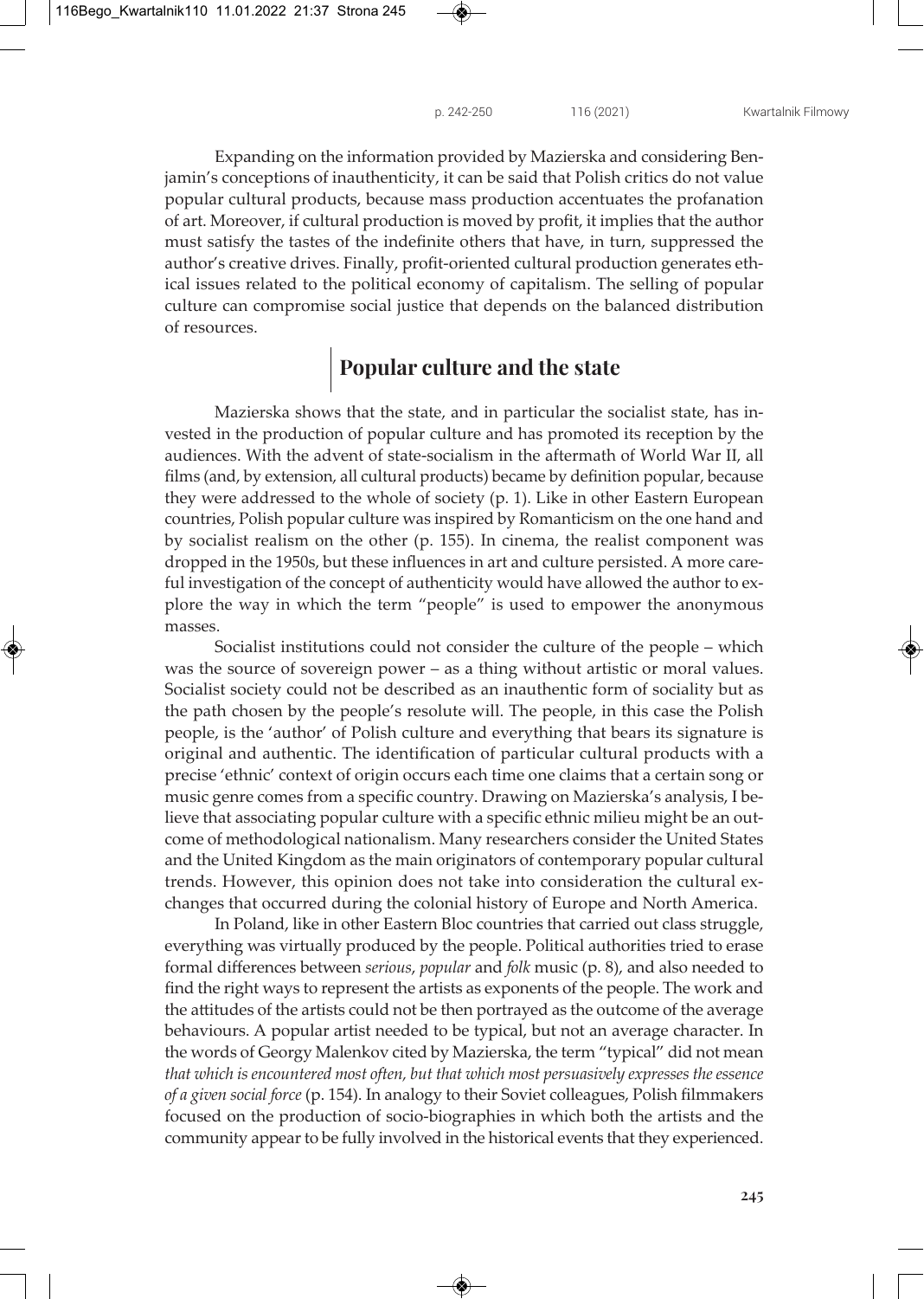Expanding on the information provided by Mazierska and considering Benjamin's conceptions of inauthenticity, it can be said that Polish critics do not value popular cultural products, because mass production accentuates the profanation of art. Moreover, if cultural production is moved by profit, it implies that the author must satisfy the tastes of the indefinite others that have, in turn, suppressed the author's creative drives. Finally, profit-oriented cultural production generates ethical issues related to the political economy of capitalism. The selling of popular culture can compromise social justice that depends on the balanced distribution of resources.

## Popular culture and the state

Mazierska shows that the state, and in particular the socialist state, has invested in the production of popular culture and has promoted its reception by the audiences. With the advent of state-socialism in the aftermath of World War II, all films (and, by extension, all cultural products) became by definition popular, because they were addressed to the whole of society (p. 1). Like in other Eastern European countries, Polish popular culture was inspired by Romanticism on the one hand and by socialist realism on the other (p. 155). In cinema, the realist component was dropped in the 1950s, but these influences in art and culture persisted. A more careful investigation of the concept of authenticity would have allowed the author to explore the way in which the term "people" is used to empower the anonymous masses.

Socialist institutions could not consider the culture of the people – which was the source of sovereign power – as a thing without artistic or moral values. Socialist society could not be described as an inauthentic form of sociality but as the path chosen by the people's resolute will. The people, in this case the Polish people, is the 'author' of Polish culture and everything that bears its signature is original and authentic. The identification of particular cultural products with a precise 'ethnic' context of origin occurs each time one claims that a certain song or music genre comes from a specific country. Drawing on Mazierska's analysis, I believe that associating popular culture with a specific ethnic milieu might be an outcome of methodological nationalism. Many researchers consider the United States and the United Kingdom as the main originators of contemporary popular cultural trends. However, this opinion does not take into consideration the cultural exchanges that occurred during the colonial history of Europe and North America.

In Poland, like in other Eastern Bloc countries that carried out class struggle, everything was virtually produced by the people. Political authorities tried to erase formal differences between *serious*, *popular* and *folk* music (p. 8), and also needed to find the right ways to represent the artists as exponents of the people. The work and the attitudes of the artists could not be then portrayed as the outcome of the average behaviours. A popular artist needed to be typical, but not an average character. In the words of Georgy Malenkov cited by Mazierska, the term "typical" did not mean *that which is encountered most often, but that which most persuasively expresses the essence of a given social force* (p. 154). In analogy to their Soviet colleagues, Polish filmmakers focused on the production of socio-biographies in which both the artists and the community appear to be fully involved in the historical events that they experienced.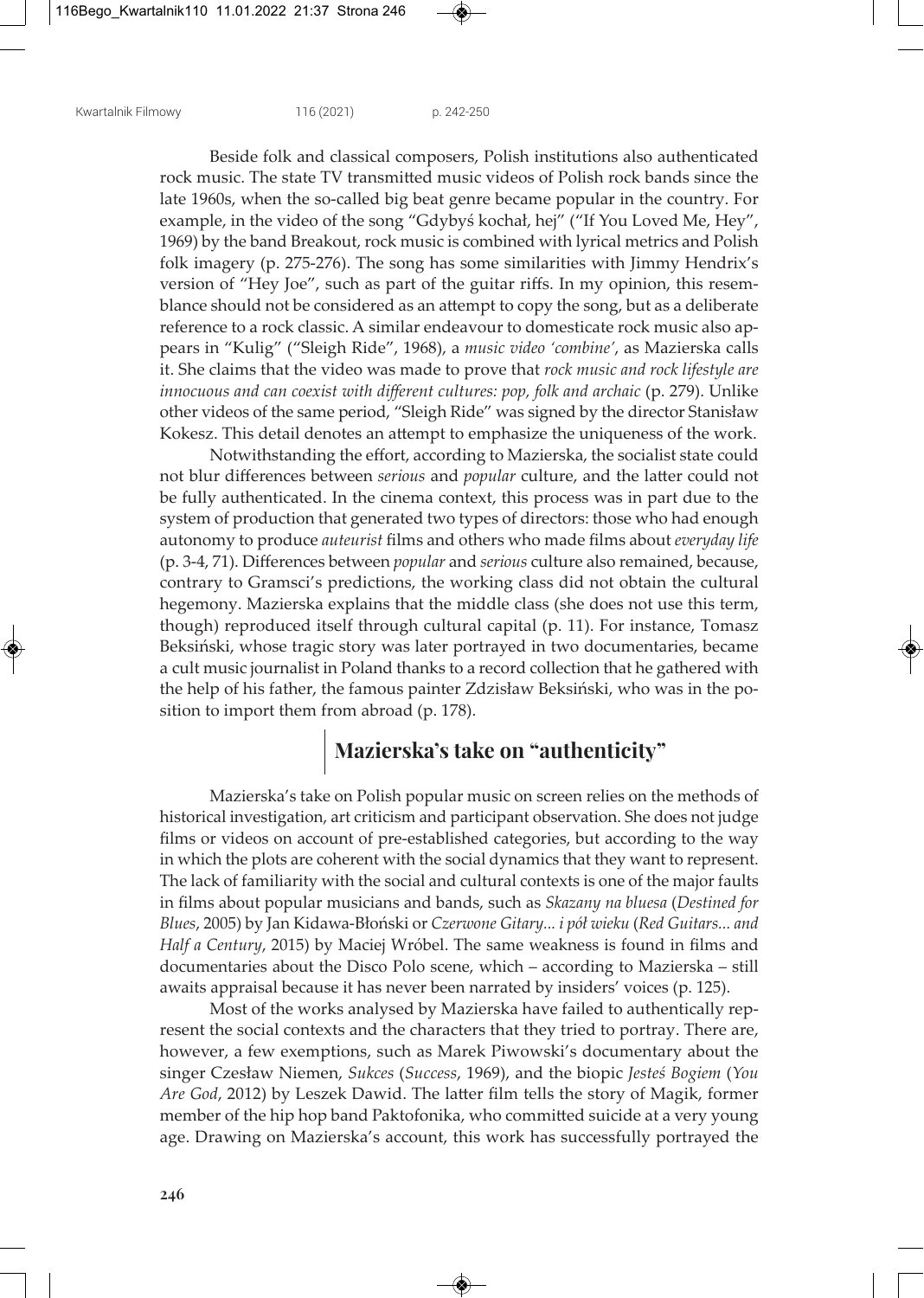Beside folk and classical composers, Polish institutions also authenticated rock music. The state TV transmitted music videos of Polish rock bands since the late 1960s, when the so-called big beat genre became popular in the country. For example, in the video of the song "Gdybyś kochał, hej" ("If You Loved Me, Hey", 1969) by the band Breakout, rock music is combined with lyrical metrics and Polish folk imagery (p. 275-276). The song has some similarities with Jimmy Hendrix's version of "Hey Joe", such as part of the guitar riffs. In my opinion, this resemblance should not be considered as an attempt to copy the song, but as a deliberate reference to a rock classic. A similar endeavour to domesticate rock music also appears in "Kulig" ("Sleigh Ride", 1968), a *music video 'combine'*, as Mazierska calls it. She claims that the video was made to prove that *rock music and rock lifestyle are innocuous and can coexist with different cultures: pop, folk and archaic* (p. 279). Unlike other videos of the same period, "Sleigh Ride" was signed by the director Stanisław Kokesz. This detail denotes an attempt to emphasize the uniqueness of the work.

Notwithstanding the effort, according to Mazierska, the socialist state could not blur differences between *serious* and *popular* culture, and the latter could not be fully authenticated. In the cinema context, this process was in part due to the system of production that generated two types of directors: those who had enough autonomy to produce *auteurist* films and others who made films about *everyday life* (p. 3-4, 71). Differences between *popular* and *serious* culture also remained, because, contrary to Gramsci's predictions, the working class did not obtain the cultural hegemony. Mazierska explains that the middle class (she does not use this term, though) reproduced itself through cultural capital (p. 11). For instance, Tomasz Beksiński, whose tragic story was later portrayed in two documentaries, became a cult music journalist in Poland thanks to a record collection that he gathered with the help of his father, the famous painter Zdzisław Beksiński, who was in the position to import them from abroad (p. 178).

## Mazierska's take on "authenticity"

Mazierska's take on Polish popular music on screen relies on the methods of historical investigation, art criticism and participant observation. She does not judge films or videos on account of pre-established categories, but according to the way in which the plots are coherent with the social dynamics that they want to represent. The lack of familiarity with the social and cultural contexts is one of the major faults in films about popular musicians and bands, such as *Skazany na bluesa* (*Destined for Blues*, 2005) by Jan Kidawa-Błoński or *Czerwone Gitary... i pół wieku* (*Red Guitars... and Half a Century*, 2015) by Maciej Wróbel. The same weakness is found in films and documentaries about the Disco Polo scene, which – according to Mazierska – still awaits appraisal because it has never been narrated by insiders' voices (p. 125).

Most of the works analysed by Mazierska have failed to authentically represent the social contexts and the characters that they tried to portray. There are, however, a few exemptions, such as Marek Piwowski's documentary about the singer Czesław Niemen, *Sukces* (*Success*, 1969), and the biopic *Jesteś Bogiem* (*You Are God*, 2012) by Leszek Dawid. The latter film tells the story of Magik, former member of the hip hop band Paktofonika, who committed suicide at a very young age. Drawing on Mazierska's account, this work has successfully portrayed the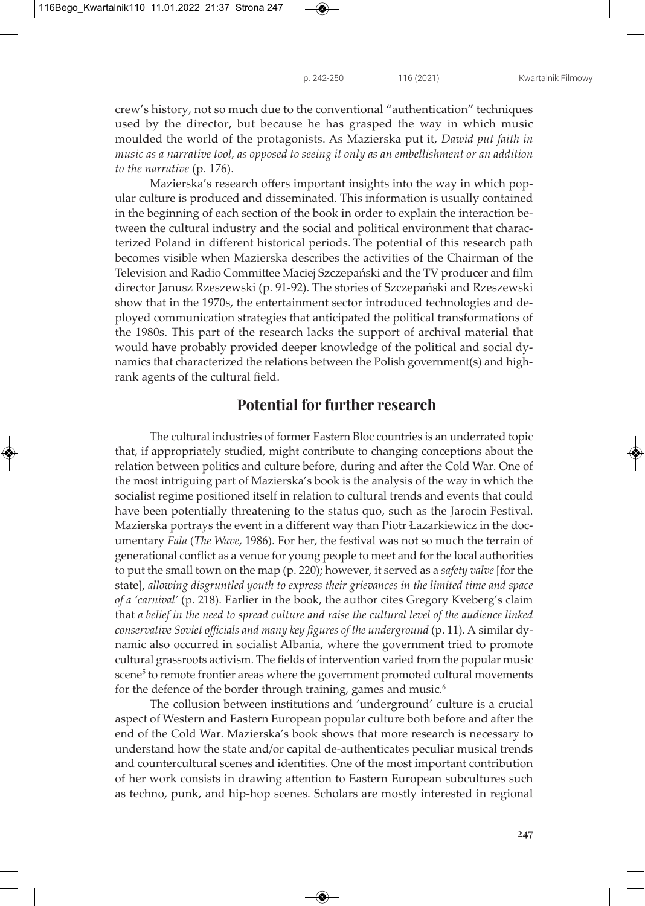crew's history, not so much due to the conventional "authentication" techniques used by the director, but because he has grasped the way in which music moulded the world of the protagonists. As Mazierska put it, *Dawid put faith in music as a narrative tool, as opposed to seeing it only as an embellishment or an addition to the narrative* (p. 176).

Mazierska's research offers important insights into the way in which popular culture is produced and disseminated. This information is usually contained in the beginning of each section of the book in order to explain the interaction between the cultural industry and the social and political environment that characterized Poland in different historical periods. The potential of this research path becomes visible when Mazierska describes the activities of the Chairman of the Television and Radio Committee Maciej Szczepański and the TV producer and film director Janusz Rzeszewski (p. 91-92). The stories of Szczepański and Rzeszewski show that in the 1970s, the entertainment sector introduced technologies and deployed communication strategies that anticipated the political transformations of the 1980s. This part of the research lacks the support of archival material that would have probably provided deeper knowledge of the political and social dynamics that characterized the relations between the Polish government(s) and high-rank agents of the cultural field.

## Potential for further research

The cultural industries of former Eastern Bloc countries is an underrated topic that, if appropriately studied, might contribute to changing conceptions about the relation between politics and culture before, during and after the Cold War. One of the most intriguing part of Mazierska's book is the analysis of the way in which the socialist regime positioned itself in relation to cultural trends and events that could have been potentially threatening to the status quo, such as the Jarocin Festival. Mazierska portrays the event in a different way than Piotr Łazarkiewicz in the documentary *Fala* (*The Wave*, 1986). For her, the festival was not so much the terrain of generational conflict as a venue for young people to meet and for the local authorities to put the small town on the map (p. 220); however, it served as a *safety valve* [for the state], *allowing disgruntled youth to express their grievances in the limited time and space of a 'carnival'* (p. 218). Earlier in the book, the author cites Gregory Kveberg's claim that *a belief in the need to spread culture and raise the cultural level of the audience linked conservative Soviet officials and many key figures of the underground* (p. 11). A similar dynamic also occurred in socialist Albania, where the government tried to promote cultural grassroots activism. The fields of intervention varied from the popular music scene[5] to remote frontier areas where the government promoted cultural movements for the defence of the border through training, games and music.[6]

The collusion between institutions and 'underground' culture is a crucial aspect of Western and Eastern European popular culture both before and after the end of the Cold War. Mazierska's book shows that more research is necessary to understand how the state and/or capital de-authenticates peculiar musical trends and countercultural scenes and identities. One of the most important contribution of her work consists in drawing attention to Eastern European subcultures such as techno, punk, and hip-hop scenes. Scholars are mostly interested in regional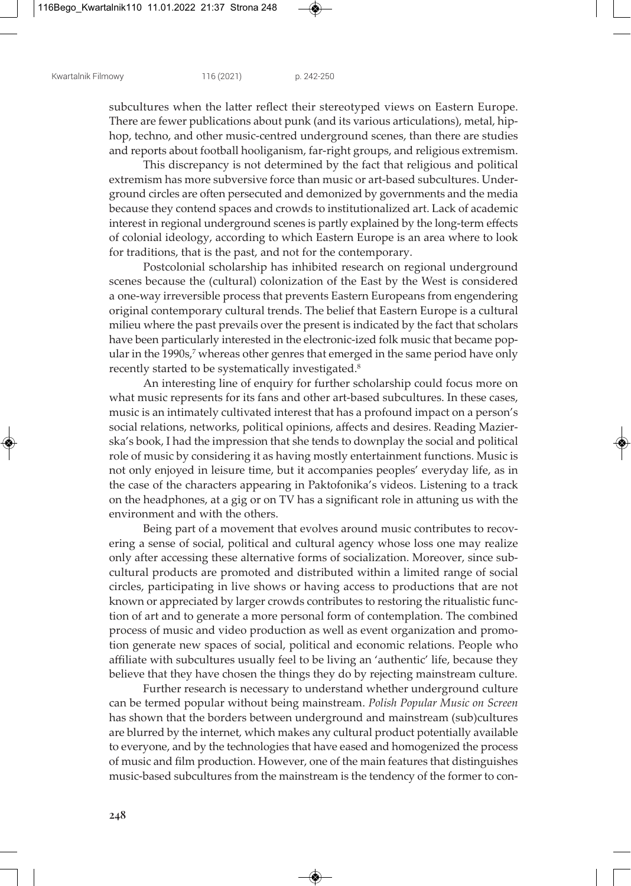subcultures when the latter reflect their stereotyped views on Eastern Europe. There are fewer publications about punk (and its various articulations), metal, hip-hop, techno, and other music-centred underground scenes, than there are studies and reports about football hooliganism, far-right groups, and religious extremism.

This discrepancy is not determined by the fact that religious and political extremism has more subversive force than music or art-based subcultures. Underground circles are often persecuted and demonized by governments and the media because they contend spaces and crowds to institutionalized art. Lack of academic interest in regional underground scenes is partly explained by the long-term effects of colonial ideology, according to which Eastern Europe is an area where to look for traditions, that is the past, and not for the contemporary.

Postcolonial scholarship has inhibited research on regional underground scenes because the (cultural) colonization of the East by the West is considered a one-way irreversible process that prevents Eastern Europeans from engendering original contemporary cultural trends. The belief that Eastern Europe is a cultural milieu where the past prevails over the present is indicated by the fact that scholars have been particularly interested in the electronic-ized folk music that became popular in the 1990s,[7] whereas other genres that emerged in the same period have only recently started to be systematically investigated.[8]

An interesting line of enquiry for further scholarship could focus more on what music represents for its fans and other art-based subcultures. In these cases, music is an intimately cultivated interest that has a profound impact on a person's social relations, networks, political opinions, affects and desires. Reading Mazierska's book, I had the impression that she tends to downplay the social and political role of music by considering it as having mostly entertainment functions. Music is not only enjoyed in leisure time, but it accompanies peoples' everyday life, as in the case of the characters appearing in Paktofonika's videos. Listening to a track on the headphones, at a gig or on TV has a significant role in attuning us with the environment and with the others.

Being part of a movement that evolves around music contributes to recovering a sense of social, political and cultural agency whose loss one may realize only after accessing these alternative forms of socialization. Moreover, since subcultural products are promoted and distributed within a limited range of social circles, participating in live shows or having access to productions that are not known or appreciated by larger crowds contributes to restoring the ritualistic function of art and to generate a more personal form of contemplation. The combined process of music and video production as well as event organization and promotion generate new spaces of social, political and economic relations. People who affiliate with subcultures usually feel to be living an 'authentic' life, because they believe that they have chosen the things they do by rejecting mainstream culture.

Further research is necessary to understand whether underground culture can be termed popular without being mainstream. *Polish Popular Music on Screen* has shown that the borders between underground and mainstream (sub)cultures are blurred by the internet, which makes any cultural product potentially available to everyone, and by the technologies that have eased and homogenized the process of music and film production. However, one of the main features that distinguishes music-based subcultures from the mainstream is the tendency of the former to con-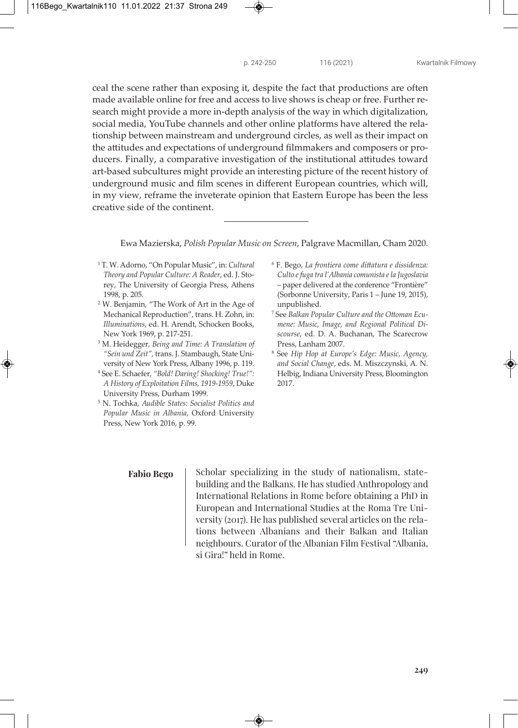ceal the scene rather than exposing it, despite the fact that productions are often made available online for free and access to live shows is cheap or free. Further research might provide a more in-depth analysis of the way in which digitalization, social media, YouTube channels and other online platforms have altered the relationship between mainstream and underground circles, as well as their impact on the attitudes and expectations of underground filmmakers and composers or producers. Finally, a comparative investigation of the institutional attitudes toward art-based subcultures might provide an interesting picture of the recent history of underground music and film scenes in different European countries, which will, in my view, reframe the inveterate opinion that Eastern Europe has been the less creative side of the continent.

---

Ewa Mazierska, *Polish Popular Music on Screen*, Palgrave Macmillan, Cham 2020.

[1] T. W. Adorno, "On Popular Music", in: *Cultural Theory and Popular Culture: A Reader*, ed. J. Storey, The University of Georgia Press, Athens 1998, p. 205.

[2] W. Benjamin, "The Work of Art in the Age of Mechanical Reproduction", trans. H. Zohn, in: *Illuminations*, ed. H. Arendt, Schocken Books, New York 1969, p. 217-251.

[3] M. Heidegger, *Being and Time: A Translation of "Sein und Zeit"*, trans. J. Stambaugh, State University of New York Press, Albany 1996, p. 119.

[4] See E. Schaefer, *"Bold! Daring! Shocking! True!": A History of Exploitation Films, 1919-1959*, Duke University Press, Durham 1999.

[5] N. Tochka, *Audible States: Socialist Politics and Popular Music in Albania*, Oxford University Press, New York 2016, p. 99.

[6] F. Bego, *La frontiera come dittatura e dissidenza: Culto e fuga tra l'Albania comunista e la Jugoslavia* – paper delivered at the conference "Frontière" (Sorbonne University, Paris 1 – June 19, 2015), unpublished.

[7] See *Balkan Popular Culture and the Ottoman Ecumene: Music, Image, and Regional Political Discourse*, ed. D. A. Buchanan, The Scarecrow Press, Lanham 2007.

[8] See *Hip Hop at Europe's Edge: Music, Agency, and Social Change*, eds. M. Miszczynski, A. N. Helbig, Indiana University Press, Bloomington 2017.

**Fabio Bego**

Scholar specializing in the study of nationalism, state-building and the Balkans. He has studied Anthropology and International Relations in Rome before obtaining a PhD in European and International Studies at the Roma Tre University (2017). He has published several articles on the relations between Albanians and their Balkan and Italian neighbours. Curator of the Albanian Film Festival "Albania, si Gira!" held in Rome.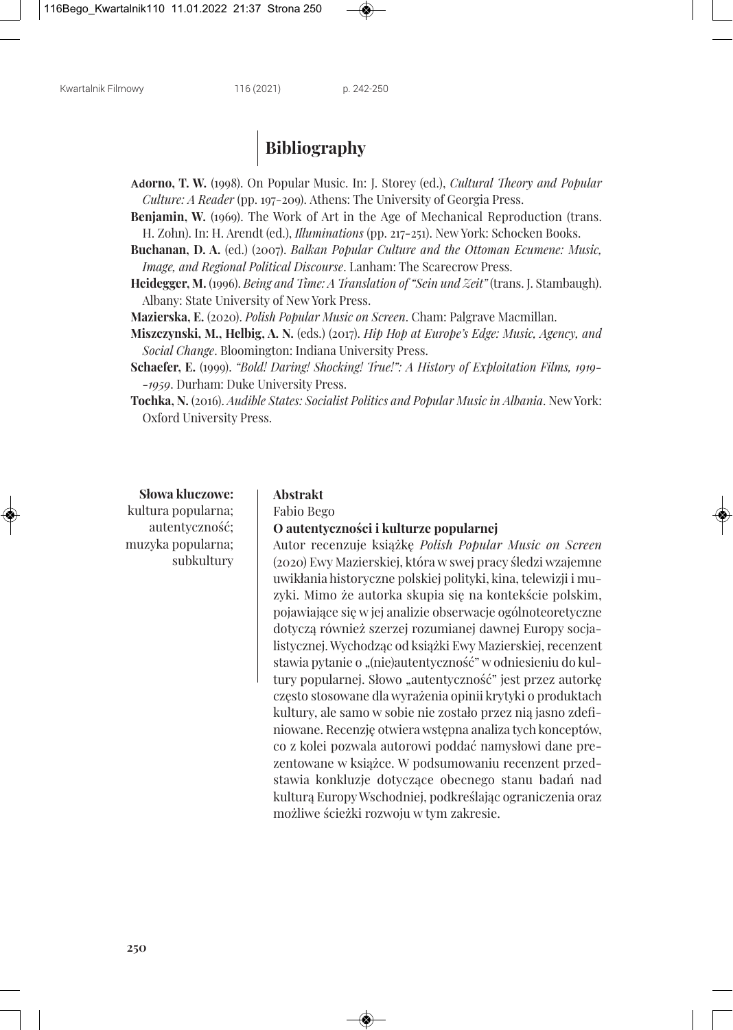## Bibliography

**Adorno, T. W.** (1998). On Popular Music. In: J. Storey (ed.), *Cultural Theory and Popular Culture: A Reader* (pp. 197–209). Athens: The University of Georgia Press.

**Benjamin, W.** (1969). The Work of Art in the Age of Mechanical Reproduction (trans. H. Zohn). In: H. Arendt (ed.), *Illuminations* (pp. 217–251). New York: Schocken Books.

**Buchanan, D. A.** (ed.) (2007). *Balkan Popular Culture and the Ottoman Ecumene: Music, Image, and Regional Political Discourse*. Lanham: The Scarecrow Press.

**Heidegger, M.** (1996). *Being and Time: A Translation of "Sein und Zeit"* (trans. J. Stambaugh). Albany: State University of New York Press.

**Mazierska, E.** (2020). *Polish Popular Music on Screen*. Cham: Palgrave Macmillan.

**Miszczynski, M., Helbig, A. N.** (eds.) (2017). *Hip Hop at Europe's Edge: Music, Agency, and Social Change*. Bloomington: Indiana University Press.

**Schaefer, E.** (1999). *"Bold! Daring! Shocking! True!": A History of Exploitation Films, 1919–1959*. Durham: Duke University Press.

**Tochka, N.** (2016). *Audible States: Socialist Politics and Popular Music in Albania*. New York: Oxford University Press.

**Słowa kluczowe:**
kultura popularna; autentyczność; muzyka popularna; subkultury

**Abstrakt**

Fabio Bego

**O autentyczności i kulturze popularnej**

Autor recenzuje książkę *Polish Popular Music on Screen* (2020) Ewy Mazierskiej, która w swej pracy śledzi wzajemne uwikłania historyczne polskiej polityki, kina, telewizji i muzyki. Mimo że autorka skupia się na kontekście polskim, pojawiające się w jej analizie obserwacje ogólnoteoretyczne dotyczą również szerzej rozumianej dawnej Europy socjalistycznej. Wychodząc od książki Ewy Mazierskiej, recenzent stawia pytanie o „(nie)autentyczność" w odniesieniu do kultury popularnej. Słowo „autentyczność" jest przez autorkę często stosowane dla wyrażenia opinii krytyki o produktach kultury, ale samo w sobie nie zostało przez nią jasno zdefiniowane. Recenzję otwiera wstępna analiza tych konceptów, co z kolei pozwala autorowi poddać namysłowi dane prezentowane w książce. W podsumowaniu recenzent przedstawia konkluzje dotyczące obecnego stanu badań nad kulturą Europy Wschodniej, podkreślając ograniczenia oraz możliwe ścieżki rozwoju w tym zakresie.